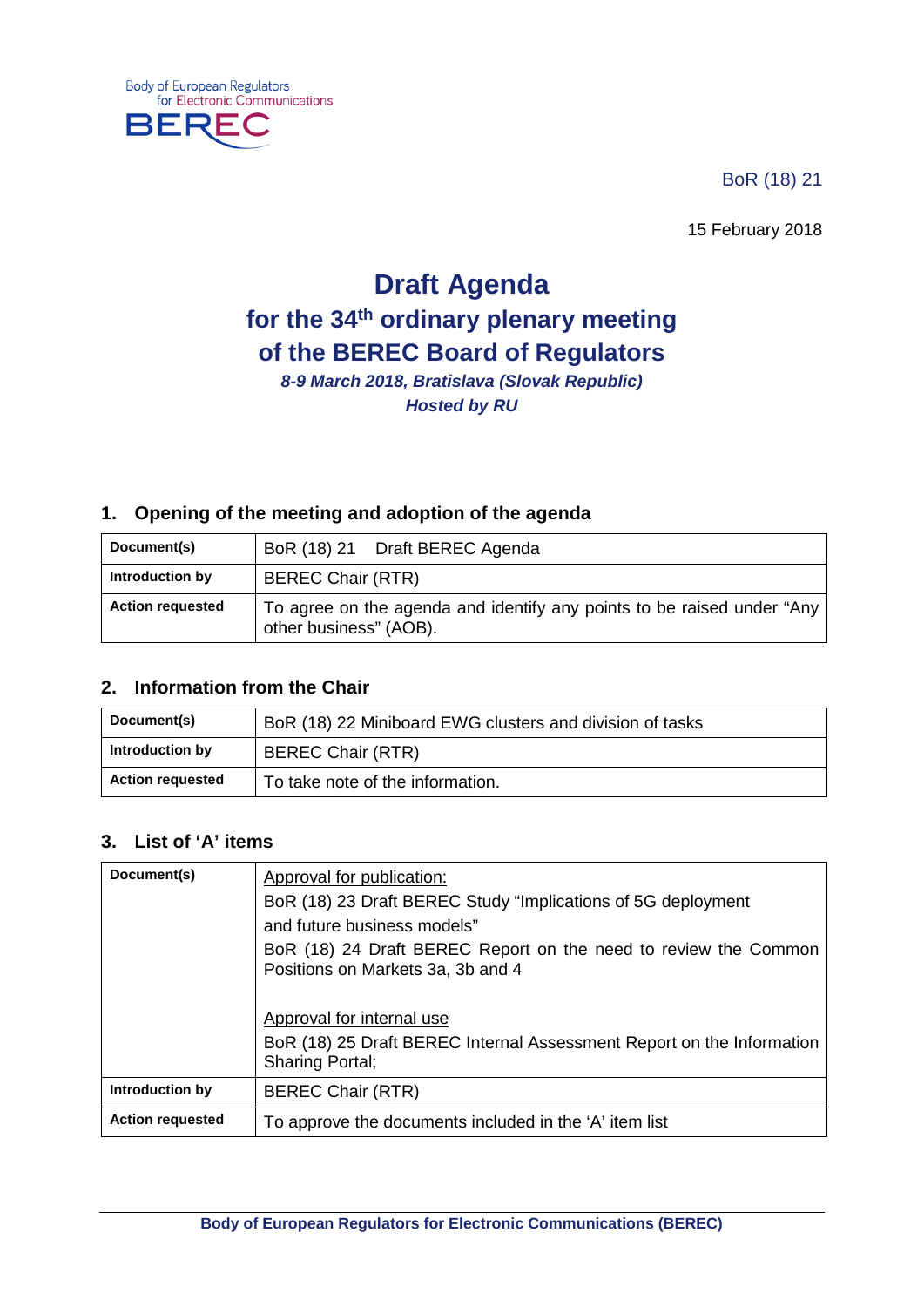Body of European Regulators
for Electronic Communications
BEREC

BoR (18) 21

15 February 2018

# Draft Agenda
## for the 34th ordinary plenary meeting
## of the BEREC Board of Regulators

***8-9 March 2018, Bratislava (Slovak Republic)***
***Hosted by RU***

### 1. Opening of the meeting and adoption of the agenda

| Document(s) | BoR (18) 21 Draft BEREC Agenda |
|---|---|
| Introduction by | BEREC Chair (RTR) |
| Action requested | To agree on the agenda and identify any points to be raised under "Any other business" (AOB). |

### 2. Information from the Chair

| Document(s) | BoR (18) 22 Miniboard EWG clusters and division of tasks |
|---|---|
| Introduction by | BEREC Chair (RTR) |
| Action requested | To take note of the information. |

### 3. List of 'A' items

| Document(s) | Approval for publication:<br>BoR (18) 23 Draft BEREC Study "Implications of 5G deployment and future business models"<br>BoR (18) 24 Draft BEREC Report on the need to review the Common Positions on Markets 3a, 3b and 4<br><br>Approval for internal use<br>BoR (18) 25 Draft BEREC Internal Assessment Report on the Information Sharing Portal; |
|---|---|
| Introduction by | BEREC Chair (RTR) |
| Action requested | To approve the documents included in the 'A' item list |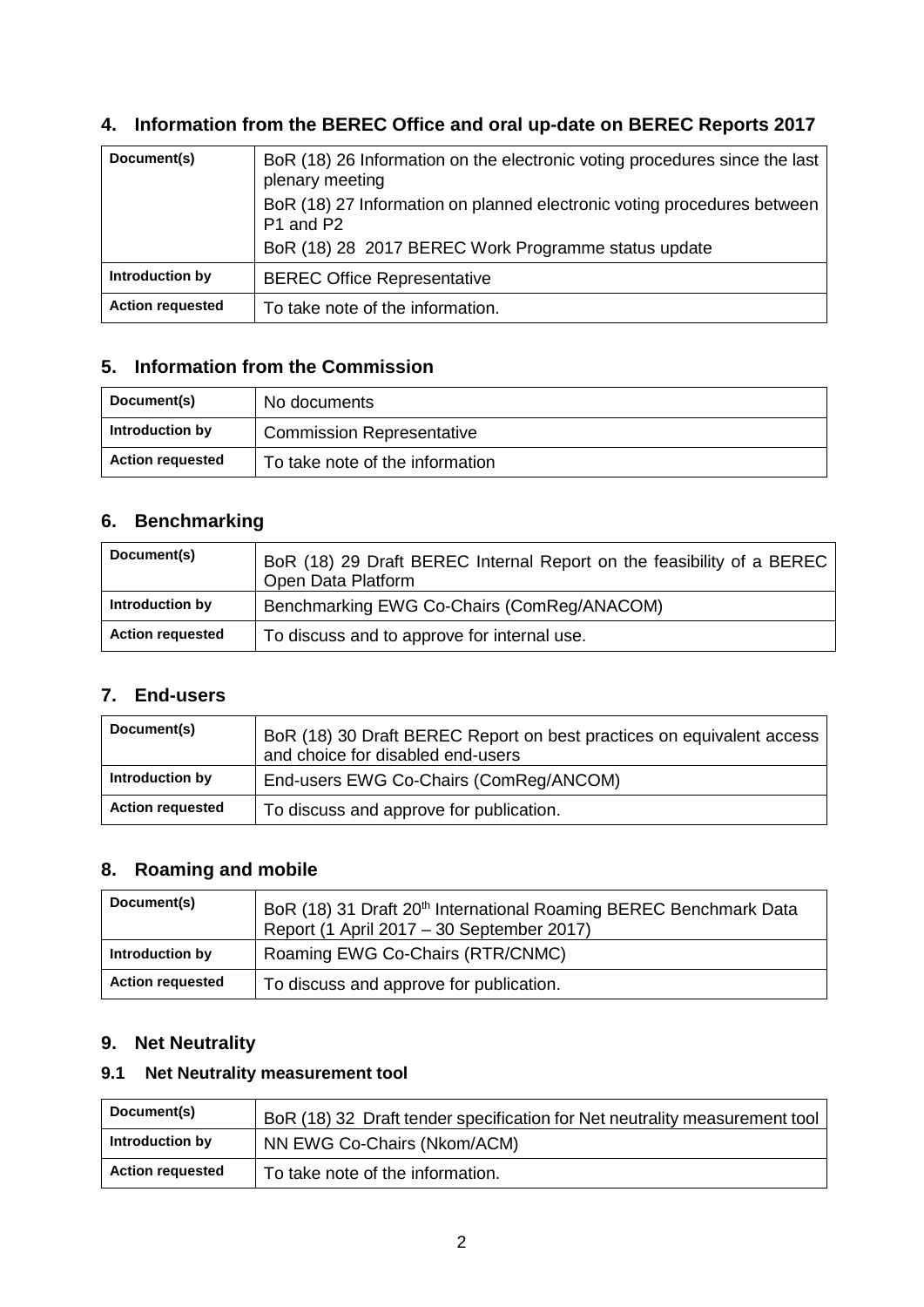## 4. Information from the BEREC Office and oral up-date on BEREC Reports 2017

| Document(s) | BoR (18) 26 Information on the electronic voting procedures since the last plenary meeting<br>BoR (18) 27 Information on planned electronic voting procedures between P1 and P2<br>BoR (18) 28 2017 BEREC Work Programme status update |
|---|---|
| Introduction by | BEREC Office Representative |
| Action requested | To take note of the information. |

## 5. Information from the Commission

| Document(s) | No documents |
|---|---|
| Introduction by | Commission Representative |
| Action requested | To take note of the information |

## 6. Benchmarking

| Document(s) | BoR (18) 29 Draft BEREC Internal Report on the feasibility of a BEREC Open Data Platform |
|---|---|
| Introduction by | Benchmarking EWG Co-Chairs (ComReg/ANACOM) |
| Action requested | To discuss and to approve for internal use. |

## 7. End-users

| Document(s) | BoR (18) 30 Draft BEREC Report on best practices on equivalent access and choice for disabled end-users |
|---|---|
| Introduction by | End-users EWG Co-Chairs (ComReg/ANCOM) |
| Action requested | To discuss and approve for publication. |

## 8. Roaming and mobile

| Document(s) | BoR (18) 31 Draft 20th International Roaming BEREC Benchmark Data Report (1 April 2017 – 30 September 2017) |
|---|---|
| Introduction by | Roaming EWG Co-Chairs (RTR/CNMC) |
| Action requested | To discuss and approve for publication. |

## 9. Net Neutrality

### 9.1 Net Neutrality measurement tool

| Document(s) | BoR (18) 32 Draft tender specification for Net neutrality measurement tool |
|---|---|
| Introduction by | NN EWG Co-Chairs (Nkom/ACM) |
| Action requested | To take note of the information. |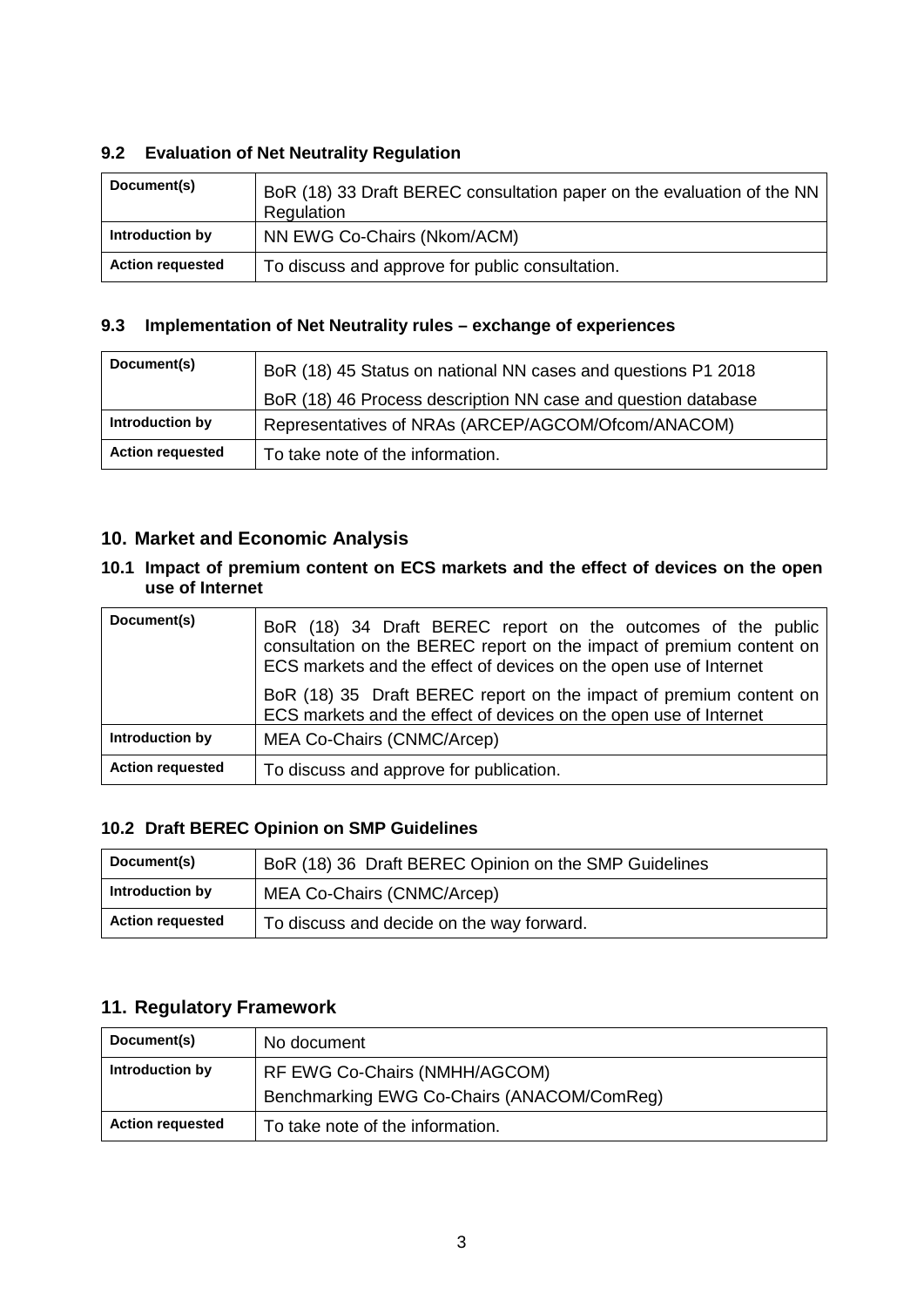### 9.2 Evaluation of Net Neutrality Regulation

| Document(s) | BoR (18) 33 Draft BEREC consultation paper on the evaluation of the NN Regulation |
|---|---|
| Introduction by | NN EWG Co-Chairs (Nkom/ACM) |
| Action requested | To discuss and approve for public consultation. |

### 9.3 Implementation of Net Neutrality rules – exchange of experiences

| Document(s) | BoR (18) 45 Status on national NN cases and questions P1 2018<br>BoR (18) 46 Process description NN case and question database |
|---|---|
| Introduction by | Representatives of NRAs (ARCEP/AGCOM/Ofcom/ANACOM) |
| Action requested | To take note of the information. |

## 10. Market and Economic Analysis

### 10.1 Impact of premium content on ECS markets and the effect of devices on the open use of Internet

| Document(s) | BoR (18) 34 Draft BEREC report on the outcomes of the public consultation on the BEREC report on the impact of premium content on ECS markets and the effect of devices on the open use of Internet<br>BoR (18) 35 Draft BEREC report on the impact of premium content on ECS markets and the effect of devices on the open use of Internet |
|---|---|
| Introduction by | MEA Co-Chairs (CNMC/Arcep) |
| Action requested | To discuss and approve for publication. |

### 10.2 Draft BEREC Opinion on SMP Guidelines

| Document(s) | BoR (18) 36 Draft BEREC Opinion on the SMP Guidelines |
|---|---|
| Introduction by | MEA Co-Chairs (CNMC/Arcep) |
| Action requested | To discuss and decide on the way forward. |

## 11. Regulatory Framework

| Document(s) | No document |
|---|---|
| Introduction by | RF EWG Co-Chairs (NMHH/AGCOM)<br>Benchmarking EWG Co-Chairs (ANACOM/ComReg) |
| Action requested | To take note of the information. |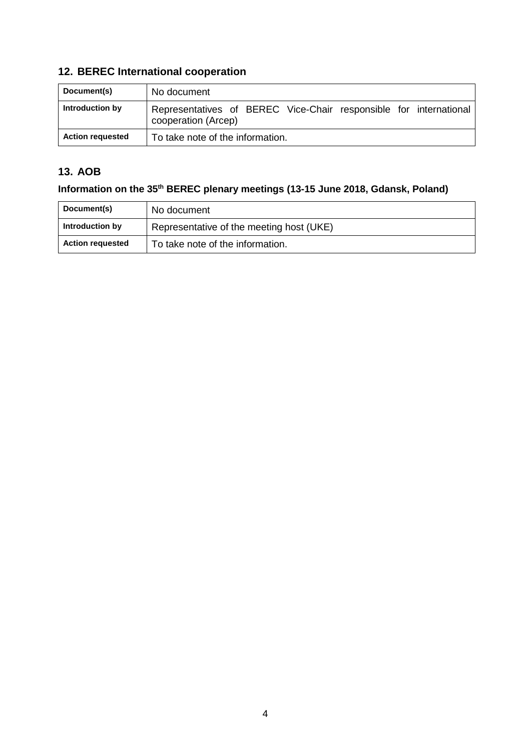## 12. BEREC International cooperation

| | |
|---|---|
| **Document(s)** | No document |
| **Introduction by** | Representatives of BEREC Vice-Chair responsible for international cooperation (Arcep) |
| **Action requested** | To take note of the information. |

## 13. AOB

### Information on the 35th BEREC plenary meetings (13-15 June 2018, Gdansk, Poland)

| | |
|---|---|
| **Document(s)** | No document |
| **Introduction by** | Representative of the meeting host (UKE) |
| **Action requested** | To take note of the information. |